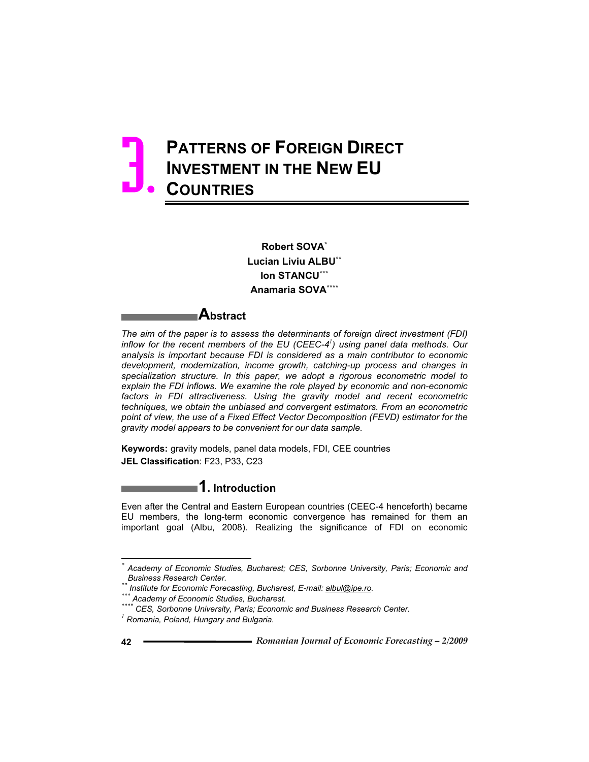# 3. Patterns of Foreign Direct Investment in the New EU Countries

**Robert SOVA**[*]
**Lucian Liviu ALBU**[**]
**Ion STANCU**[***]
**Anamaria SOVA**[****]

## Abstract

*The aim of the paper is to assess the determinants of foreign direct investment (FDI) inflow for the recent members of the EU (CEEC-4[1]) using panel data methods. Our analysis is important because FDI is considered as a main contributor to economic development, modernization, income growth, catching-up process and changes in specialization structure. In this paper, we adopt a rigorous econometric model to explain the FDI inflows. We examine the role played by economic and non-economic factors in FDI attractiveness. Using the gravity model and recent econometric techniques, we obtain the unbiased and convergent estimators. From an econometric point of view, the use of a Fixed Effect Vector Decomposition (FEVD) estimator for the gravity model appears to be convenient for our data sample.*

**Keywords:** gravity models, panel data models, FDI, CEE countries
**JEL Classification**: F23, P33, C23

## 1. Introduction

Even after the Central and Eastern European countries (CEEC-4 henceforth) became EU members, the long-term economic convergence has remained for them an important goal (Albu, 2008). Realizing the significance of FDI on economic

---

[*] *Academy of Economic Studies, Bucharest; CES, Sorbonne University, Paris; Economic and Business Research Center.*
[**] *Institute for Economic Forecasting, Bucharest, E-mail: albul@ipe.ro.*
[***] *Academy of Economic Studies, Bucharest.*
[****] *CES, Sorbonne University, Paris; Economic and Business Research Center.*
[1] *Romania, Poland, Hungary and Bulgaria.*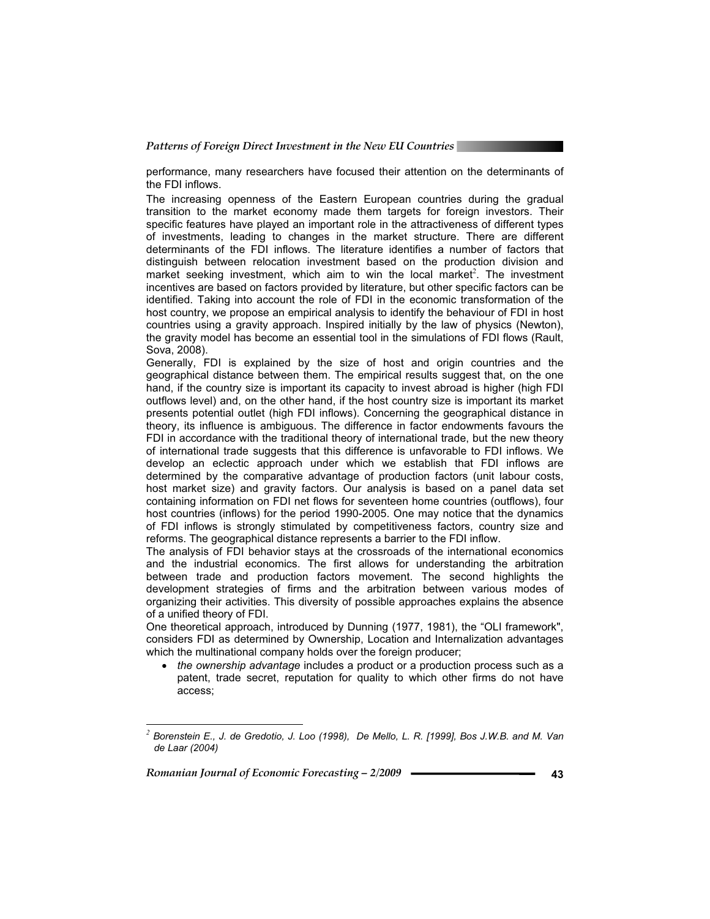performance, many researchers have focused their attention on the determinants of the FDI inflows.

The increasing openness of the Eastern European countries during the gradual transition to the market economy made them targets for foreign investors. Their specific features have played an important role in the attractiveness of different types of investments, leading to changes in the market structure. There are different determinants of the FDI inflows. The literature identifies a number of factors that distinguish between relocation investment based on the production division and market seeking investment, which aim to win the local market[2]. The investment incentives are based on factors provided by literature, but other specific factors can be identified. Taking into account the role of FDI in the economic transformation of the host country, we propose an empirical analysis to identify the behaviour of FDI in host countries using a gravity approach. Inspired initially by the law of physics (Newton), the gravity model has become an essential tool in the simulations of FDI flows (Rault, Sova, 2008).

Generally, FDI is explained by the size of host and origin countries and the geographical distance between them. The empirical results suggest that, on the one hand, if the country size is important its capacity to invest abroad is higher (high FDI outflows level) and, on the other hand, if the host country size is important its market presents potential outlet (high FDI inflows). Concerning the geographical distance in theory, its influence is ambiguous. The difference in factor endowments favours the FDI in accordance with the traditional theory of international trade, but the new theory of international trade suggests that this difference is unfavorable to FDI inflows. We develop an eclectic approach under which we establish that FDI inflows are determined by the comparative advantage of production factors (unit labour costs, host market size) and gravity factors. Our analysis is based on a panel data set containing information on FDI net flows for seventeen home countries (outflows), four host countries (inflows) for the period 1990-2005. One may notice that the dynamics of FDI inflows is strongly stimulated by competitiveness factors, country size and reforms. The geographical distance represents a barrier to the FDI inflow.

The analysis of FDI behavior stays at the crossroads of the international economics and the industrial economics. The first allows for understanding the arbitration between trade and production factors movement. The second highlights the development strategies of firms and the arbitration between various modes of organizing their activities. This diversity of possible approaches explains the absence of a unified theory of FDI.

One theoretical approach, introduced by Dunning (1977, 1981), the "OLI framework", considers FDI as determined by Ownership, Location and Internalization advantages which the multinational company holds over the foreign producer;

- *the ownership advantage* includes a product or a production process such as a patent, trade secret, reputation for quality to which other firms do not have access;

---

[2] *Borenstein E., J. de Gredotio, J. Loo (1998), De Mello, L. R. [1999], Bos J.W.B. and M. Van de Laar (2004)*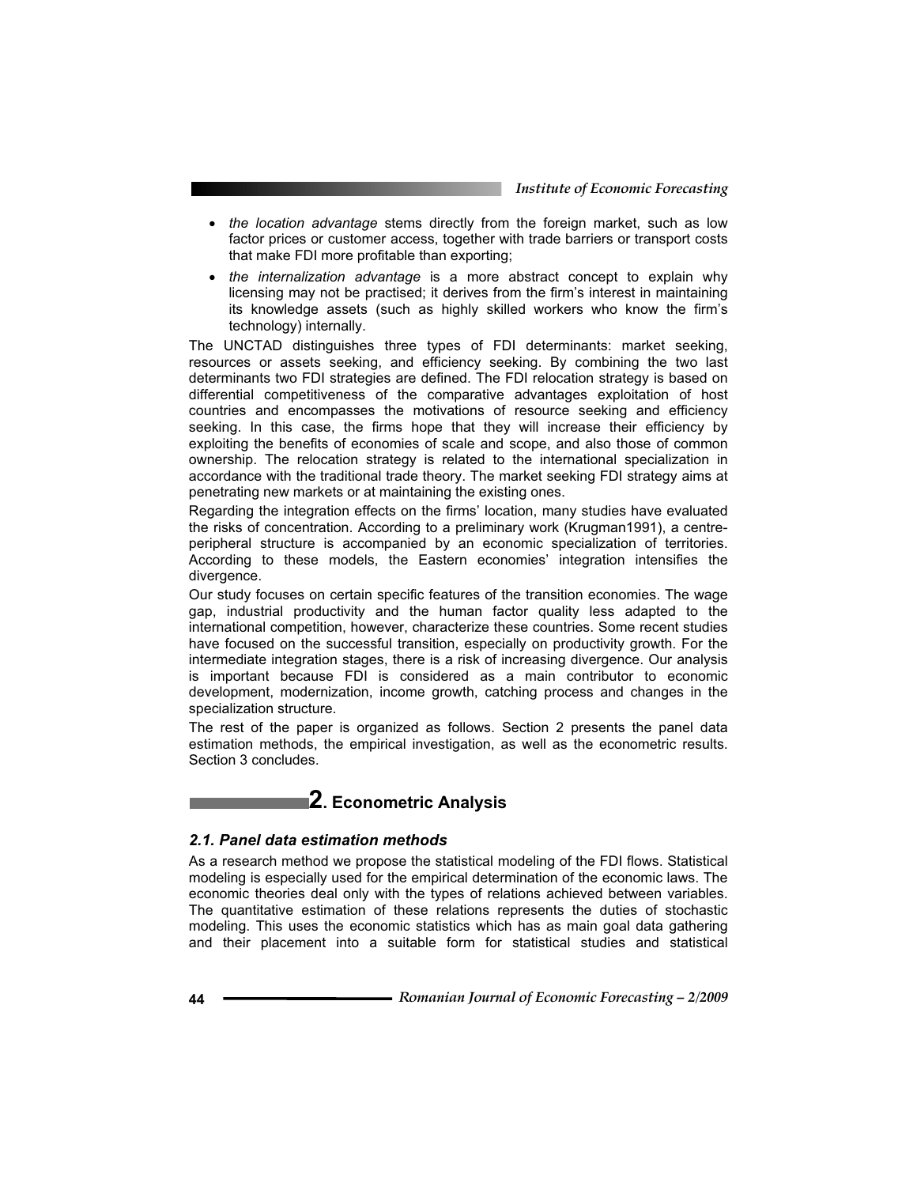- *the location advantage* stems directly from the foreign market, such as low factor prices or customer access, together with trade barriers or transport costs that make FDI more profitable than exporting;
- *the internalization advantage* is a more abstract concept to explain why licensing may not be practised; it derives from the firm's interest in maintaining its knowledge assets (such as highly skilled workers who know the firm's technology) internally.

The UNCTAD distinguishes three types of FDI determinants: market seeking, resources or assets seeking, and efficiency seeking. By combining the two last determinants two FDI strategies are defined. The FDI relocation strategy is based on differential competitiveness of the comparative advantages exploitation of host countries and encompasses the motivations of resource seeking and efficiency seeking. In this case, the firms hope that they will increase their efficiency by exploiting the benefits of economies of scale and scope, and also those of common ownership. The relocation strategy is related to the international specialization in accordance with the traditional trade theory. The market seeking FDI strategy aims at penetrating new markets or at maintaining the existing ones.

Regarding the integration effects on the firms' location, many studies have evaluated the risks of concentration. According to a preliminary work (Krugman1991), a centre-peripheral structure is accompanied by an economic specialization of territories. According to these models, the Eastern economies' integration intensifies the divergence.

Our study focuses on certain specific features of the transition economies. The wage gap, industrial productivity and the human factor quality less adapted to the international competition, however, characterize these countries. Some recent studies have focused on the successful transition, especially on productivity growth. For the intermediate integration stages, there is a risk of increasing divergence. Our analysis is important because FDI is considered as a main contributor to economic development, modernization, income growth, catching process and changes in the specialization structure.

The rest of the paper is organized as follows. Section 2 presents the panel data estimation methods, the empirical investigation, as well as the econometric results. Section 3 concludes.

# 2. Econometric Analysis

## *2.1. Panel data estimation methods*

As a research method we propose the statistical modeling of the FDI flows. Statistical modeling is especially used for the empirical determination of the economic laws. The economic theories deal only with the types of relations achieved between variables. The quantitative estimation of these relations represents the duties of stochastic modeling. This uses the economic statistics which has as main goal data gathering and their placement into a suitable form for statistical studies and statistical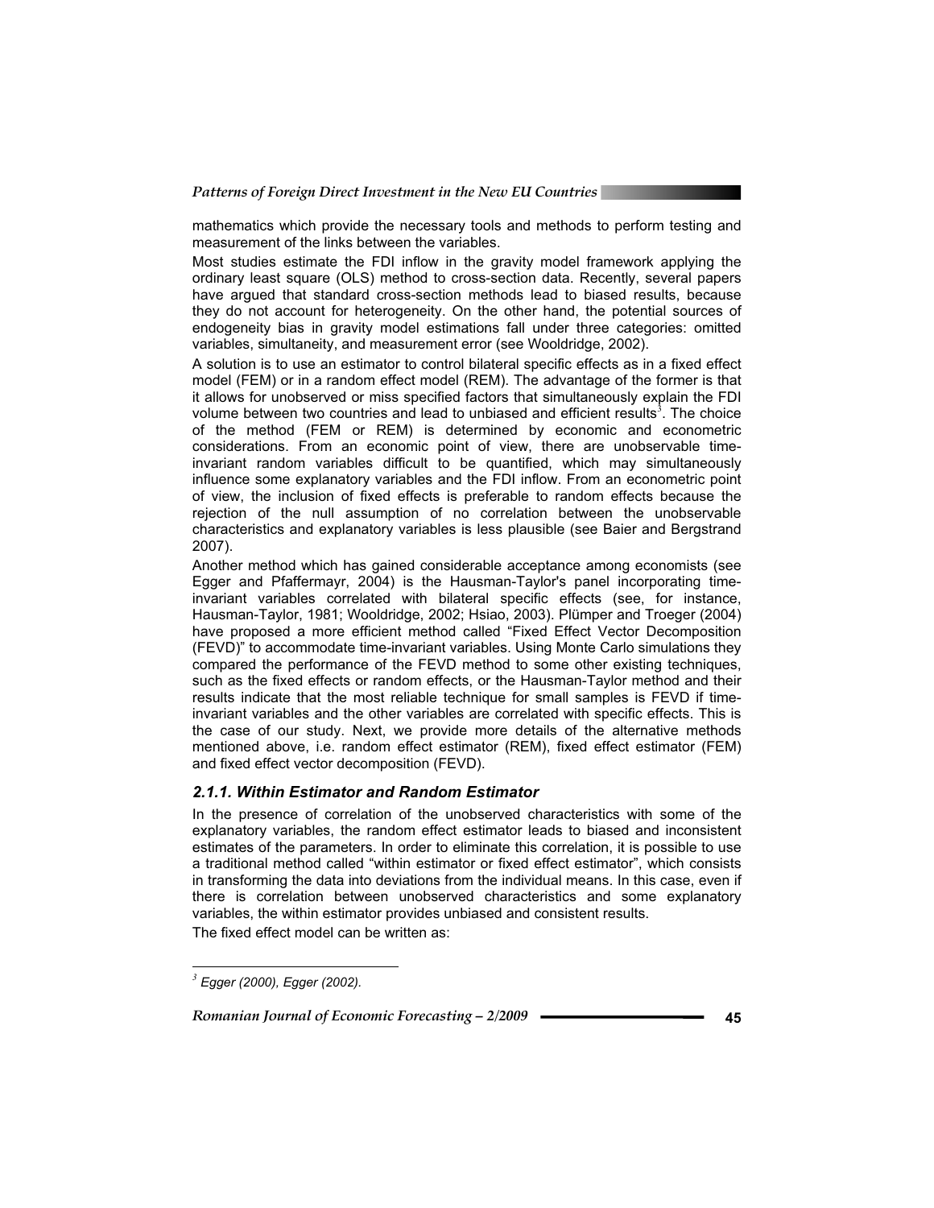mathematics which provide the necessary tools and methods to perform testing and measurement of the links between the variables.

Most studies estimate the FDI inflow in the gravity model framework applying the ordinary least square (OLS) method to cross-section data. Recently, several papers have argued that standard cross-section methods lead to biased results, because they do not account for heterogeneity. On the other hand, the potential sources of endogeneity bias in gravity model estimations fall under three categories: omitted variables, simultaneity, and measurement error (see Wooldridge, 2002).

A solution is to use an estimator to control bilateral specific effects as in a fixed effect model (FEM) or in a random effect model (REM). The advantage of the former is that it allows for unobserved or miss specified factors that simultaneously explain the FDI volume between two countries and lead to unbiased and efficient results[3]. The choice of the method (FEM or REM) is determined by economic and econometric considerations. From an economic point of view, there are unobservable time-invariant random variables difficult to be quantified, which may simultaneously influence some explanatory variables and the FDI inflow. From an econometric point of view, the inclusion of fixed effects is preferable to random effects because the rejection of the null assumption of no correlation between the unobservable characteristics and explanatory variables is less plausible (see Baier and Bergstrand 2007).

Another method which has gained considerable acceptance among economists (see Egger and Pfaffermayr, 2004) is the Hausman-Taylor's panel incorporating time-invariant variables correlated with bilateral specific effects (see, for instance, Hausman-Taylor, 1981; Wooldridge, 2002; Hsiao, 2003). Plümper and Troeger (2004) have proposed a more efficient method called "Fixed Effect Vector Decomposition (FEVD)" to accommodate time-invariant variables. Using Monte Carlo simulations they compared the performance of the FEVD method to some other existing techniques, such as the fixed effects or random effects, or the Hausman-Taylor method and their results indicate that the most reliable technique for small samples is FEVD if time-invariant variables and the other variables are correlated with specific effects. This is the case of our study. Next, we provide more details of the alternative methods mentioned above, i.e. random effect estimator (REM), fixed effect estimator (FEM) and fixed effect vector decomposition (FEVD).

### *2.1.1. Within Estimator and Random Estimator*

In the presence of correlation of the unobserved characteristics with some of the explanatory variables, the random effect estimator leads to biased and inconsistent estimates of the parameters. In order to eliminate this correlation, it is possible to use a traditional method called "within estimator or fixed effect estimator", which consists in transforming the data into deviations from the individual means. In this case, even if there is correlation between unobserved characteristics and some explanatory variables, the within estimator provides unbiased and consistent results.

The fixed effect model can be written as:

---

[3] *Egger (2000), Egger (2002).*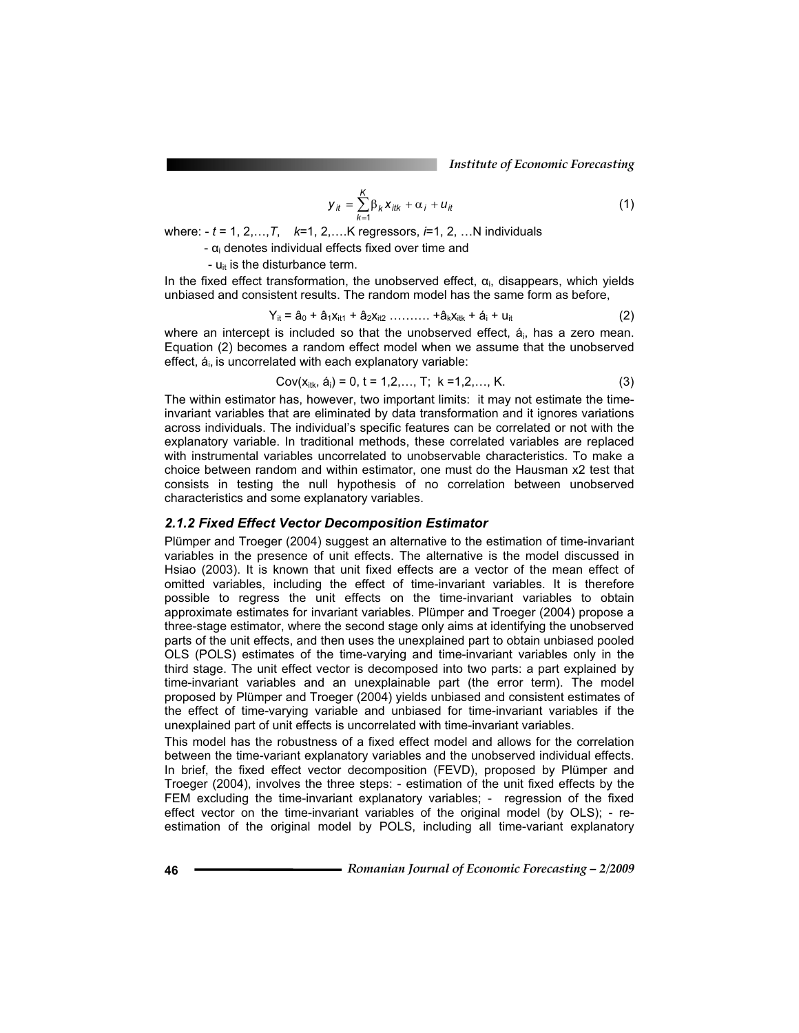$$y_{it} = \sum_{k=1}^{K} \beta_k x_{itk} + \alpha_i + u_{it} \quad (1)$$

where: - $t$ = 1, 2,…,$T$, $k$=1, 2,….K regressors, $i$=1, 2, …N individuals

- $\alpha_i$ denotes individual effects fixed over time and
- $u_{it}$ is the disturbance term.

In the fixed effect transformation, the unobserved effect, $\alpha_i$, disappears, which yields unbiased and consistent results. The random model has the same form as before,

$$Y_{it} = \hat{a}_0 + \hat{a}_1 x_{it1} + \hat{a}_2 x_{it2} \ldots\ldots\ldots + \hat{a}_k x_{itk} + \acute{a}_i + u_{it} \quad (2)$$

where an intercept is included so that the unobserved effect, $\acute{a}_i$, has a zero mean. Equation (2) becomes a random effect model when we assume that the unobserved effect, $\acute{a}_i$, is uncorrelated with each explanatory variable:

$$\text{Cov}(x_{itk}, \acute{a}_i) = 0,\ t = 1,2,\ldots, T;\ \ k = 1,2,\ldots, K. \quad (3)$$

The within estimator has, however, two important limits: it may not estimate the time-invariant variables that are eliminated by data transformation and it ignores variations across individuals. The individual's specific features can be correlated or not with the explanatory variable. In traditional methods, these correlated variables are replaced with instrumental variables uncorrelated to unobservable characteristics. To make a choice between random and within estimator, one must do the Hausman x2 test that consists in testing the null hypothesis of no correlation between unobserved characteristics and some explanatory variables.

### *2.1.2 Fixed Effect Vector Decomposition Estimator*

Plümper and Troeger (2004) suggest an alternative to the estimation of time-invariant variables in the presence of unit effects. The alternative is the model discussed in Hsiao (2003). It is known that unit fixed effects are a vector of the mean effect of omitted variables, including the effect of time-invariant variables. It is therefore possible to regress the unit effects on the time-invariant variables to obtain approximate estimates for invariant variables. Plümper and Troeger (2004) propose a three-stage estimator, where the second stage only aims at identifying the unobserved parts of the unit effects, and then uses the unexplained part to obtain unbiased pooled OLS (POLS) estimates of the time-varying and time-invariant variables only in the third stage. The unit effect vector is decomposed into two parts: a part explained by time-invariant variables and an unexplainable part (the error term). The model proposed by Plümper and Troeger (2004) yields unbiased and consistent estimates of the effect of time-varying variable and unbiased for time-invariant variables if the unexplained part of unit effects is uncorrelated with time-invariant variables.

This model has the robustness of a fixed effect model and allows for the correlation between the time-variant explanatory variables and the unobserved individual effects. In brief, the fixed effect vector decomposition (FEVD), proposed by Plümper and Troeger (2004), involves the three steps: - estimation of the unit fixed effects by the FEM excluding the time-invariant explanatory variables; - regression of the fixed effect vector on the time-invariant variables of the original model (by OLS); - re-estimation of the original model by POLS, including all time-variant explanatory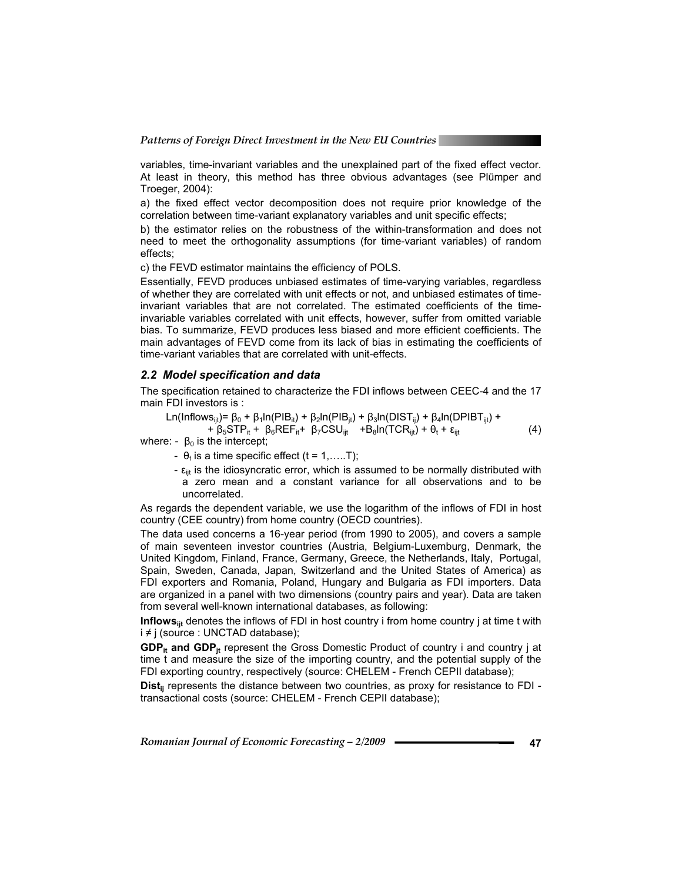variables, time-invariant variables and the unexplained part of the fixed effect vector. At least in theory, this method has three obvious advantages (see Plümper and Troeger, 2004):

a) the fixed effect vector decomposition does not require prior knowledge of the correlation between time-variant explanatory variables and unit specific effects;

b) the estimator relies on the robustness of the within-transformation and does not need to meet the orthogonality assumptions (for time-variant variables) of random effects;

c) the FEVD estimator maintains the efficiency of POLS.

Essentially, FEVD produces unbiased estimates of time-varying variables, regardless of whether they are correlated with unit effects or not, and unbiased estimates of time-invariant variables that are not correlated. The estimated coefficients of the time-invariable variables correlated with unit effects, however, suffer from omitted variable bias. To summarize, FEVD produces less biased and more efficient coefficients. The main advantages of FEVD come from its lack of bias in estimating the coefficients of time-variant variables that are correlated with unit-effects.

### *2.2 Model specification and data*

The specification retained to characterize the FDI inflows between CEEC-4 and the 17 main FDI investors is :

$$Ln(Inflows_{ijt}) = \beta_0 + \beta_1 ln(PIB_{it}) + \beta_2 ln(PIB_{jt}) + \beta_3 ln(DIST_{ij}) + \beta_4 ln(DPIBT_{ijt}) + \beta_5 STP_{it} + \beta_6 REF_{it} + \beta_7 CSU_{ijt} + B_8 ln(TCR_{ijt}) + \theta_t + \varepsilon_{ijt} \quad (4)$$

where: - $\beta_0$ is the intercept;

- $\theta_t$ is a time specific effect ($t = 1, \ldots T$);
- $\varepsilon_{ijt}$ is the idiosyncratic error, which is assumed to be normally distributed with a zero mean and a constant variance for all observations and to be uncorrelated.

As regards the dependent variable, we use the logarithm of the inflows of FDI in host country (CEE country) from home country (OECD countries).

The data used concerns a 16-year period (from 1990 to 2005), and covers a sample of main seventeen investor countries (Austria, Belgium-Luxemburg, Denmark, the United Kingdom, Finland, France, Germany, Greece, the Netherlands, Italy, Portugal, Spain, Sweden, Canada, Japan, Switzerland and the United States of America) as FDI exporters and Romania, Poland, Hungary and Bulgaria as FDI importers. Data are organized in a panel with two dimensions (country pairs and year). Data are taken from several well-known international databases, as following:

**$Inflows_{ijt}$** denotes the inflows of FDI in host country i from home country j at time t with $i \neq j$ (source : UNCTAD database);

**$GDP_{it}$ and $GDP_{jt}$** represent the Gross Domestic Product of country i and country j at time t and measure the size of the importing country, and the potential supply of the FDI exporting country, respectively (source: CHELEM - French CEPII database);

**$Dist_{ij}$** represents the distance between two countries, as proxy for resistance to FDI - transactional costs (source: CHELEM - French CEPII database);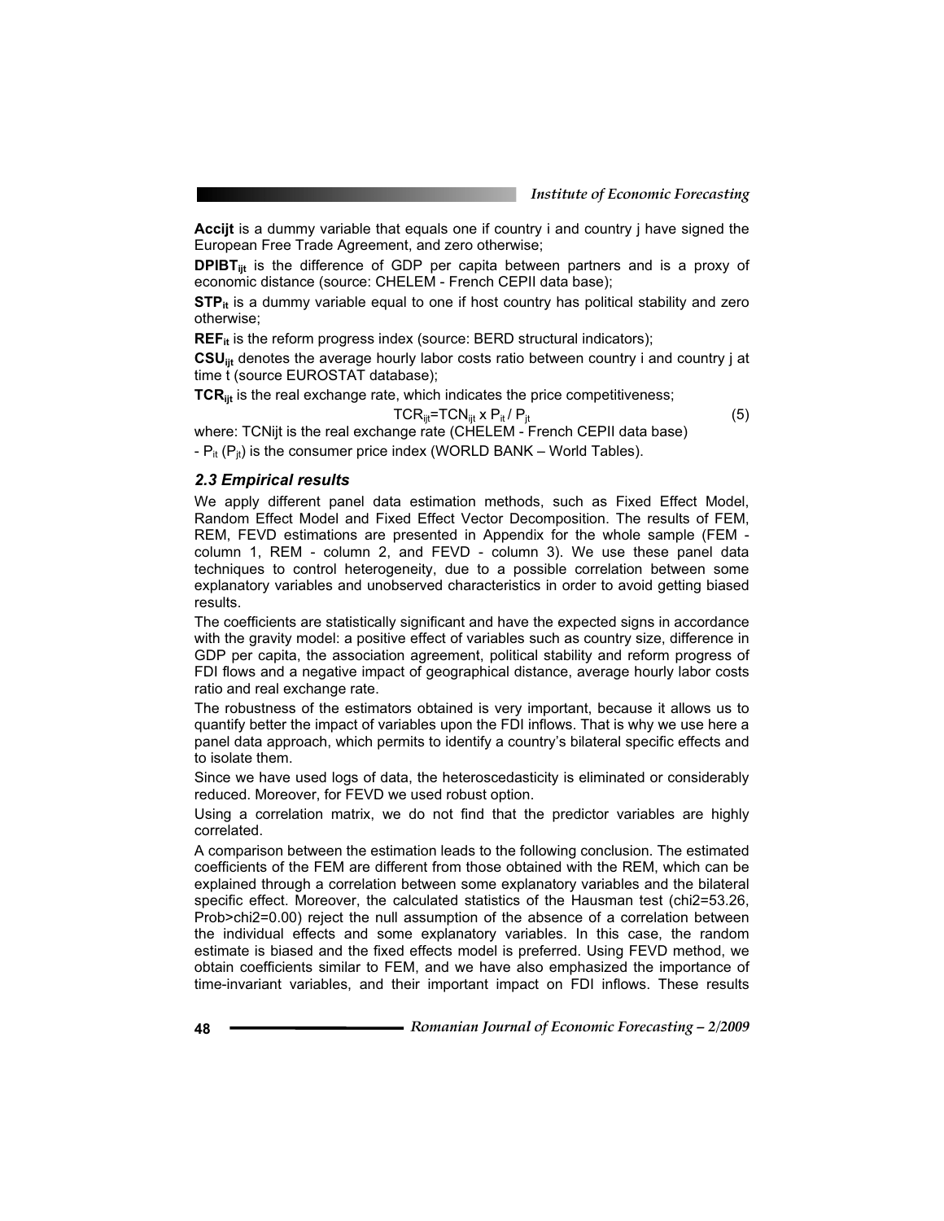**Accijt** is a dummy variable that equals one if country i and country j have signed the European Free Trade Agreement, and zero otherwise;

**$DPIBT_{ijt}$** is the difference of GDP per capita between partners and is a proxy of economic distance (source: CHELEM - French CEPII data base);

**$STP_{it}$** is a dummy variable equal to one if host country has political stability and zero otherwise;

**$REF_{it}$** is the reform progress index (source: BERD structural indicators);

**$CSU_{ijt}$** denotes the average hourly labor costs ratio between country i and country j at time t (source EUROSTAT database);

**$TCR_{ijt}$** is the real exchange rate, which indicates the price competitiveness;

$$TCR_{ijt}=TCN_{ijt} \times P_{it} / P_{jt} \tag{5}$$

where: TCNijt is the real exchange rate (CHELEM - French CEPII data base)

- $P_{it}$ ($P_{jt}$) is the consumer price index (WORLD BANK – World Tables).

### *2.3 Empirical results*

We apply different panel data estimation methods, such as Fixed Effect Model, Random Effect Model and Fixed Effect Vector Decomposition. The results of FEM, REM, FEVD estimations are presented in Appendix for the whole sample (FEM - column 1, REM - column 2, and FEVD - column 3). We use these panel data techniques to control heterogeneity, due to a possible correlation between some explanatory variables and unobserved characteristics in order to avoid getting biased results.

The coefficients are statistically significant and have the expected signs in accordance with the gravity model: a positive effect of variables such as country size, difference in GDP per capita, the association agreement, political stability and reform progress of FDI flows and a negative impact of geographical distance, average hourly labor costs ratio and real exchange rate.

The robustness of the estimators obtained is very important, because it allows us to quantify better the impact of variables upon the FDI inflows. That is why we use here a panel data approach, which permits to identify a country's bilateral specific effects and to isolate them.

Since we have used logs of data, the heteroscedasticity is eliminated or considerably reduced. Moreover, for FEVD we used robust option.

Using a correlation matrix, we do not find that the predictor variables are highly correlated.

A comparison between the estimation leads to the following conclusion. The estimated coefficients of the FEM are different from those obtained with the REM, which can be explained through a correlation between some explanatory variables and the bilateral specific effect. Moreover, the calculated statistics of the Hausman test ($\chi^2=53.26$, Prob>chi2=0.00) reject the null assumption of the absence of a correlation between the individual effects and some explanatory variables. In this case, the random estimate is biased and the fixed effects model is preferred. Using FEVD method, we obtain coefficients similar to FEM, and we have also emphasized the importance of time-invariant variables, and their important impact on FDI inflows. These results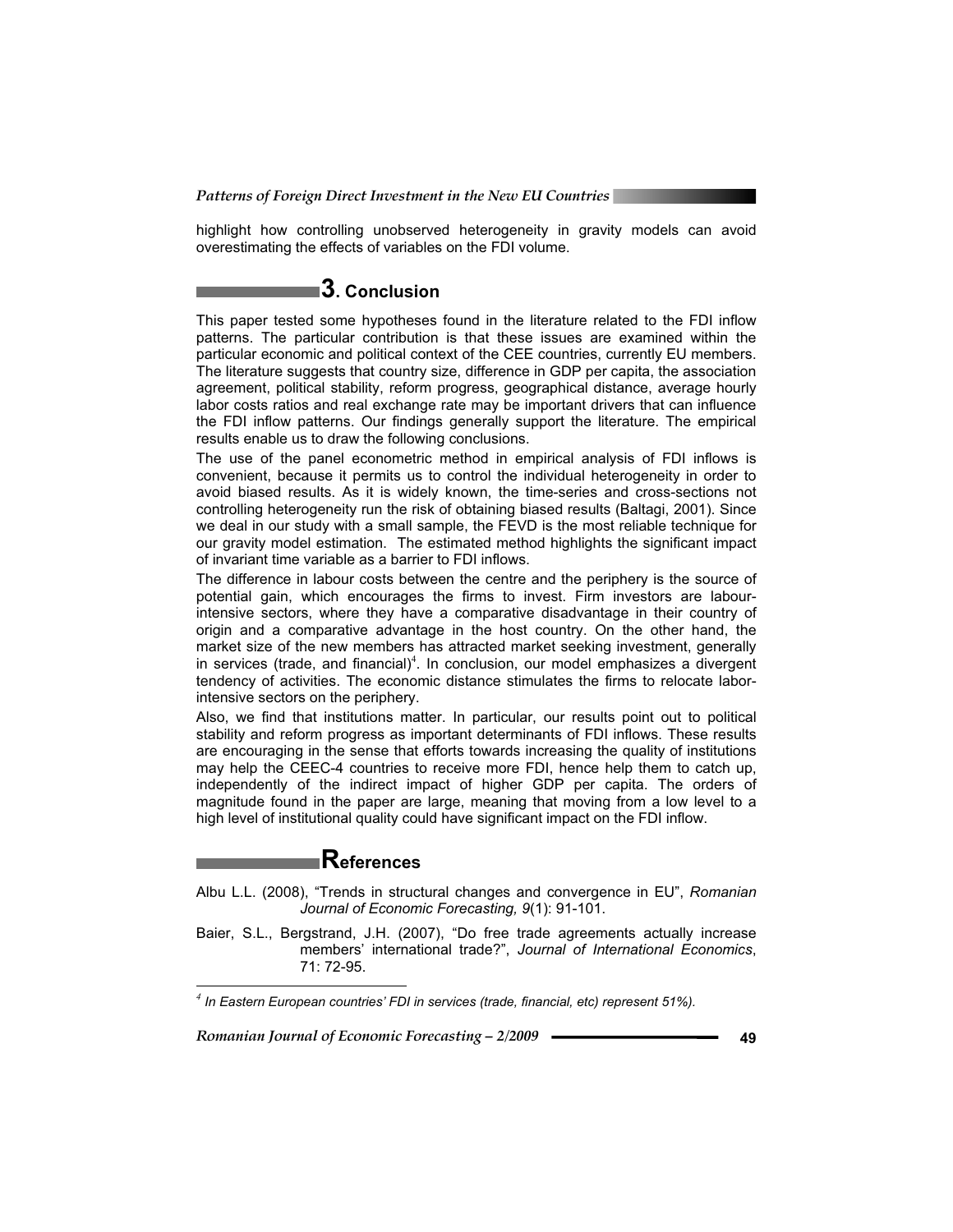highlight how controlling unobserved heterogeneity in gravity models can avoid overestimating the effects of variables on the FDI volume.

## 3. Conclusion

This paper tested some hypotheses found in the literature related to the FDI inflow patterns. The particular contribution is that these issues are examined within the particular economic and political context of the CEE countries, currently EU members. The literature suggests that country size, difference in GDP per capita, the association agreement, political stability, reform progress, geographical distance, average hourly labor costs ratios and real exchange rate may be important drivers that can influence the FDI inflow patterns. Our findings generally support the literature. The empirical results enable us to draw the following conclusions.

The use of the panel econometric method in empirical analysis of FDI inflows is convenient, because it permits us to control the individual heterogeneity in order to avoid biased results. As it is widely known, the time-series and cross-sections not controlling heterogeneity run the risk of obtaining biased results (Baltagi, 2001). Since we deal in our study with a small sample, the FEVD is the most reliable technique for our gravity model estimation. The estimated method highlights the significant impact of invariant time variable as a barrier to FDI inflows.

The difference in labour costs between the centre and the periphery is the source of potential gain, which encourages the firms to invest. Firm investors are labour-intensive sectors, where they have a comparative disadvantage in their country of origin and a comparative advantage in the host country. On the other hand, the market size of the new members has attracted market seeking investment, generally in services (trade, and financial)[4]. In conclusion, our model emphasizes a divergent tendency of activities. The economic distance stimulates the firms to relocate labor-intensive sectors on the periphery.

Also, we find that institutions matter. In particular, our results point out to political stability and reform progress as important determinants of FDI inflows. These results are encouraging in the sense that efforts towards increasing the quality of institutions may help the CEEC-4 countries to receive more FDI, hence help them to catch up, independently of the indirect impact of higher GDP per capita. The orders of magnitude found in the paper are large, meaning that moving from a low level to a high level of institutional quality could have significant impact on the FDI inflow.

## References

Albu L.L. (2008), "Trends in structural changes and convergence in EU", *Romanian Journal of Economic Forecasting, 9*(1): 91-101.

Baier, S.L., Bergstrand, J.H. (2007), "Do free trade agreements actually increase members' international trade?", *Journal of International Economics*, 71: 72-95.

---

[4] *In Eastern European countries' FDI in services (trade, financial, etc) represent 51%).*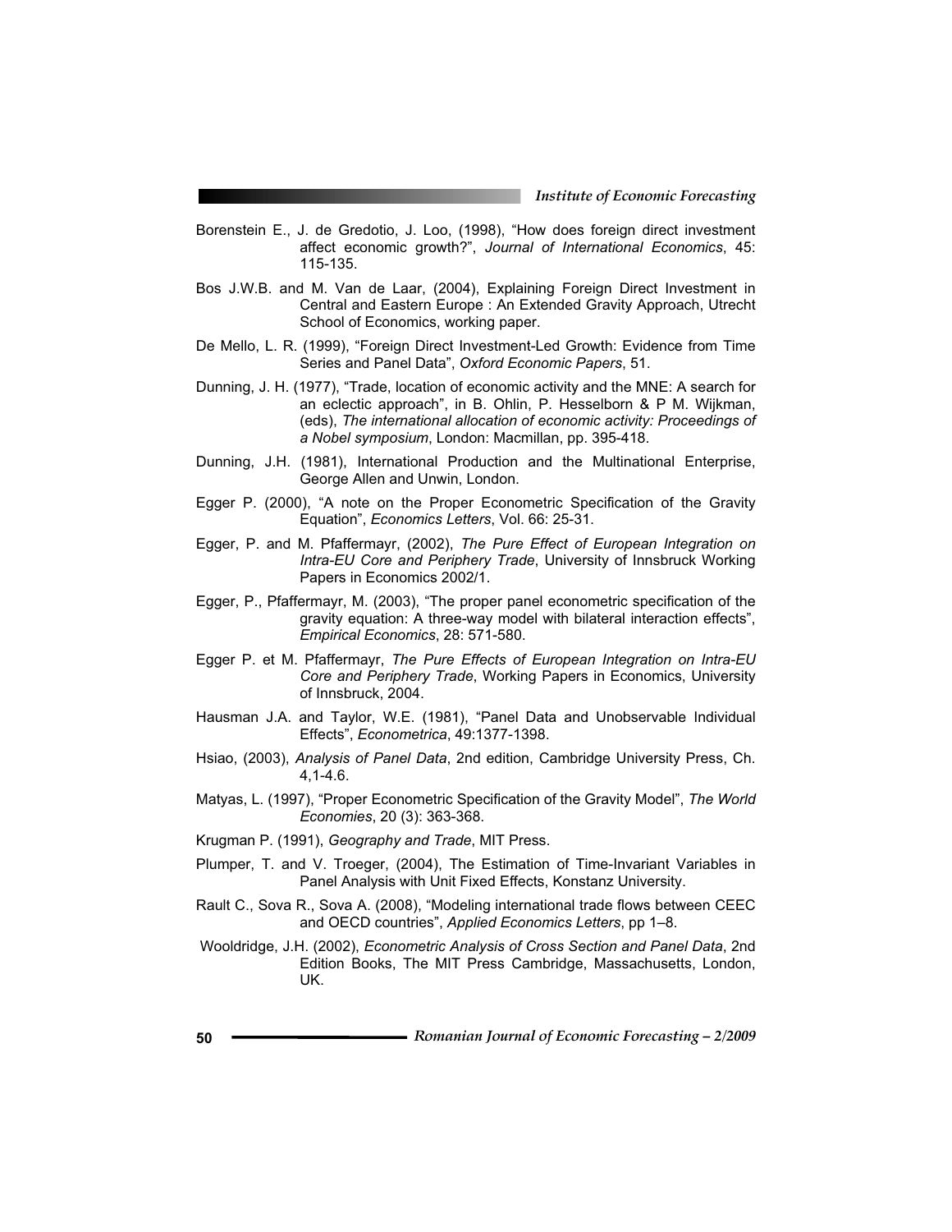Borenstein E., J. de Gredotio, J. Loo, (1998), “How does foreign direct investment affect economic growth?”, *Journal of International Economics*, 45: 115-135.

Bos J.W.B. and M. Van de Laar, (2004), Explaining Foreign Direct Investment in Central and Eastern Europe : An Extended Gravity Approach, Utrecht School of Economics, working paper.

De Mello, L. R. (1999), “Foreign Direct Investment-Led Growth: Evidence from Time Series and Panel Data”, *Oxford Economic Papers*, 51.

Dunning, J. H. (1977), “Trade, location of economic activity and the MNE: A search for an eclectic approach”, in B. Ohlin, P. Hesselborn & P M. Wijkman, (eds), *The international allocation of economic activity: Proceedings of a Nobel symposium*, London: Macmillan, pp. 395-418.

Dunning, J.H. (1981), International Production and the Multinational Enterprise, George Allen and Unwin, London.

Egger P. (2000), “A note on the Proper Econometric Specification of the Gravity Equation”, *Economics Letters*, Vol. 66: 25-31.

Egger, P. and M. Pfaffermayr, (2002), *The Pure Effect of European Integration on Intra-EU Core and Periphery Trade*, University of Innsbruck Working Papers in Economics 2002/1.

Egger, P., Pfaffermayr, M. (2003), “The proper panel econometric specification of the gravity equation: A three-way model with bilateral interaction effects”, *Empirical Economics*, 28: 571-580.

Egger P. et M. Pfaffermayr, *The Pure Effects of European Integration on Intra-EU Core and Periphery Trade*, Working Papers in Economics, University of Innsbruck, 2004.

Hausman J.A. and Taylor, W.E. (1981), “Panel Data and Unobservable Individual Effects”, *Econometrica*, 49:1377-1398.

Hsiao, (2003), *Analysis of Panel Data*, 2nd edition, Cambridge University Press, Ch. 4,1-4.6.

Matyas, L. (1997), “Proper Econometric Specification of the Gravity Model”, *The World Economies*, 20 (3): 363-368.

Krugman P. (1991), *Geography and Trade*, MIT Press.

Plumper, T. and V. Troeger, (2004), The Estimation of Time-Invariant Variables in Panel Analysis with Unit Fixed Effects, Konstanz University.

Rault C., Sova R., Sova A. (2008), “Modeling international trade flows between CEEC and OECD countries”, *Applied Economics Letters*, pp 1–8.

Wooldridge, J.H. (2002), *Econometric Analysis of Cross Section and Panel Data*, 2nd Edition Books, The MIT Press Cambridge, Massachusetts, London, UK.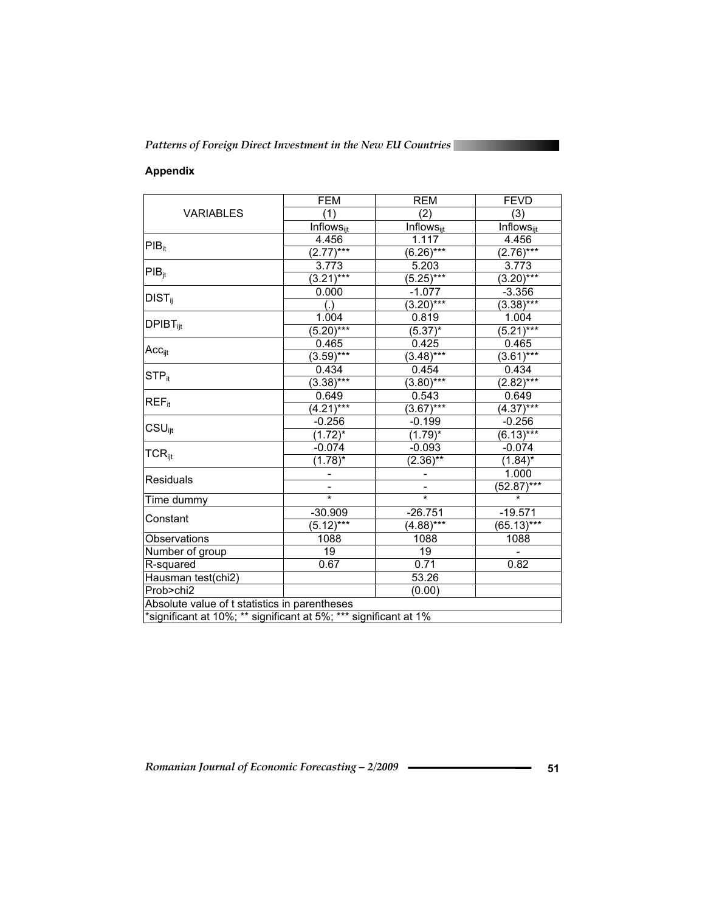## Appendix

| VARIABLES | FEM | REM | FEVD |
|---|---|---|---|
| | (1) | (2) | (3) |
| | $Inflows_{ijt}$ | $Inflows_{ijt}$ | $Inflows_{ijt}$ |
| $PIB_{it}$ | 4.456 | 1.117 | 4.456 |
| | (2.77)*** | (6.26)*** | (2.76)*** |
| $PIB_{jt}$ | 3.773 | 5.203 | 3.773 |
| | (3.21)*** | (5.25)*** | (3.20)*** |
| $DIST_{ij}$ | 0.000 | -1.077 | -3.356 |
| | (.) | (3.20)*** | (3.38)*** |
| $DPIBT_{ijt}$ | 1.004 | 0.819 | 1.004 |
| | (5.20)*** | (5.37)* | (5.21)*** |
| $Acc_{ijt}$ | 0.465 | 0.425 | 0.465 |
| | (3.59)*** | (3.48)*** | (3.61)*** |
| $STP_{it}$ | 0.434 | 0.454 | 0.434 |
| | (3.38)*** | (3.80)*** | (2.82)*** |
| $REF_{it}$ | 0.649 | 0.543 | 0.649 |
| | (4.21)*** | (3.67)*** | (4.37)*** |
| $CSU_{ijt}$ | -0.256 | -0.199 | -0.256 |
| | (1.72)* | (1.79)* | (6.13)*** |
| $TCR_{ijt}$ | -0.074 | -0.093 | -0.074 |
| | (1.78)* | (2.36)** | (1.84)* |
| Residuals | - | - | 1.000 |
| | - | - | (52.87)*** |
| Time dummy | * | * | * |
| Constant | -30.909 | -26.751 | -19.571 |
| | (5.12)*** | (4.88)*** | (65.13)*** |
| Observations | 1088 | 1088 | 1088 |
| Number of group | 19 | 19 | - |
| R-squared | 0.67 | 0.71 | 0.82 |
| Hausman test(chi2) | | 53.26 | |
| Prob>chi2 | | (0.00) | |

Absolute value of t statistics in parentheses

*significant at 10%; ** significant at 5%; *** significant at 1%